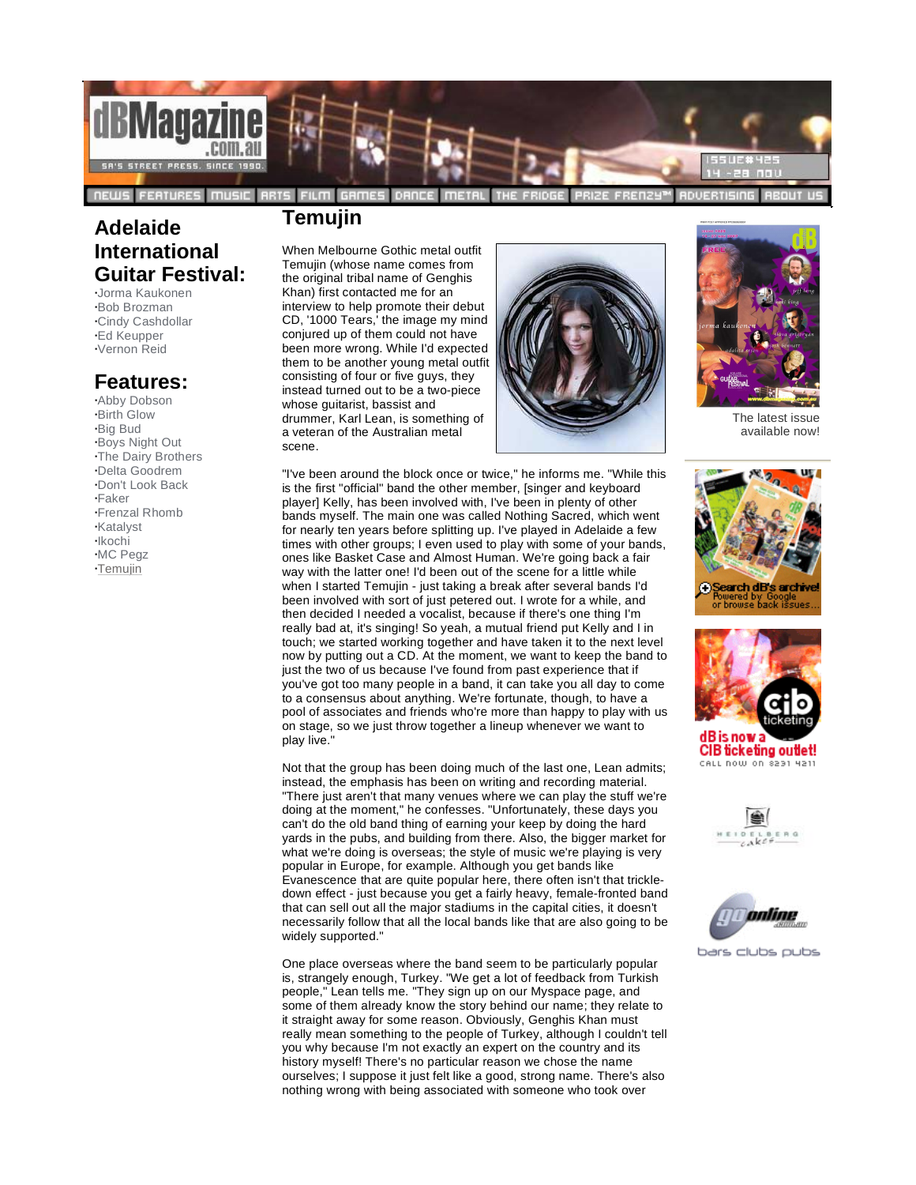# Temujin

When Melbourne Gothic metal outfit Temujin (whose name comes from the original tribal name of Genghis Khan) first contacted me for an interview to help promote their debut CD, '1000 Tears,' the image my mind conjured up of them could not have been more wrong. While I'd expected them to be another young metal outfit consisting of four or five guys, they instead turned out to be a two-piece whose guitarist, bassist and drummer, Karl Lean, is something of a veteran of the Australian metal scene.

"I've been around the block once or twice," he informs me. "While this is the first "official" band the other member, [singer and keyboard player] Kelly, has been involved with, I've been in plenty of other bands myself. The main one was called Nothing Sacred, which went for nearly ten years before splitting up. I've played in Adelaide a few times with other groups; I even used to play with some of your bands, ones like Basket Case and Almost Human. We're going back a fair way with the latter one! I'd been out of the scene for a little while when I started Temujin - just taking a break after several bands I'd been involved with sort of just petered out. I wrote for a while, and then decided I needed a vocalist, because if there's one thing I'm really bad at, it's singing! So yeah, a mutual friend put Kelly and I in touch; we started working together and have taken it to the next level now by putting out a CD. At the moment, we want to keep the band to just the two of us because I've found from past experience that if you've got too many people in a band, it can take you all day to come to a consensus about anything. We're fortunate, though, to have a pool of associates and friends who're more than happy to play with us on stage, so we just throw together a lineup whenever we want to play live."

Not that the group has been doing much of the last one, Lean admits; instead, the emphasis has been on writing and recording material. "There just aren't that many venues where we can play the stuff we're doing at the moment," he confesses. "Unfortunately, these days you can't do the old band thing of earning your keep by doing the hard yards in the pubs, and building from there. Also, the bigger market for what we're doing is overseas; the style of music we're playing is very popular in Europe, for example. Although you get bands like Evanescence that are quite popular here, there often isn't that trickle-down effect - just because you get a fairly heavy, female-fronted band that can sell out all the major stadiums in the capital cities, it doesn't necessarily follow that all the local bands like that are also going to be widely supported."

One place overseas where the band seem to be particularly popular is, strangely enough, Turkey. "We get a lot of feedback from Turkish people," Lean tells me. "They sign up on our Myspace page, and some of them already know the story behind our name; they relate to it straight away for some reason. Obviously, Genghis Khan must really mean something to the people of Turkey, although I couldn't tell you why because I'm not exactly an expert on the country and its history myself! There's no particular reason we chose the name ourselves; I suppose it just felt like a good, strong name. There's also nothing wrong with being associated with someone who took over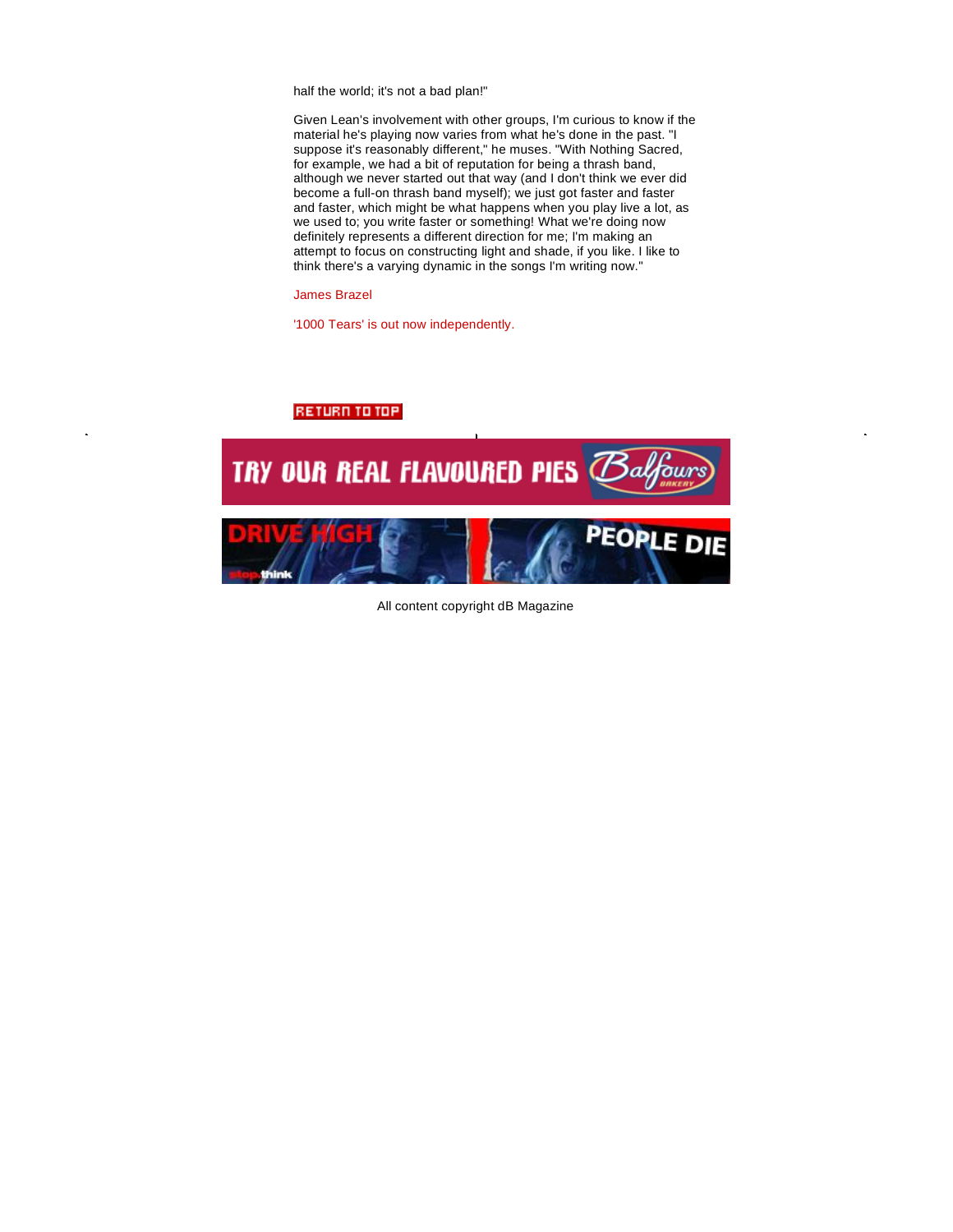half the world; it's not a bad plan!"

Given Lean's involvement with other groups, I'm curious to know if the material he's playing now varies from what he's done in the past. "I suppose it's reasonably different," he muses. "With Nothing Sacred, for example, we had a bit of reputation for being a thrash band, although we never started out that way (and I don't think we ever did become a full-on thrash band myself); we just got faster and faster and faster, which might be what happens when you play live a lot, as we used to; you write faster or something! What we're doing now definitely represents a different direction for me; I'm making an attempt to focus on constructing light and shade, if you like. I like to think there's a varying dynamic in the songs I'm writing now."

James Brazel

'1000 Tears' is out now independently.

RETURN TO TOP

TRY OUR REAL FLAVOURED PIES Balfours BAKERY

DRIVE HIGH PEOPLE DIE stop.think

All content copyright dB Magazine